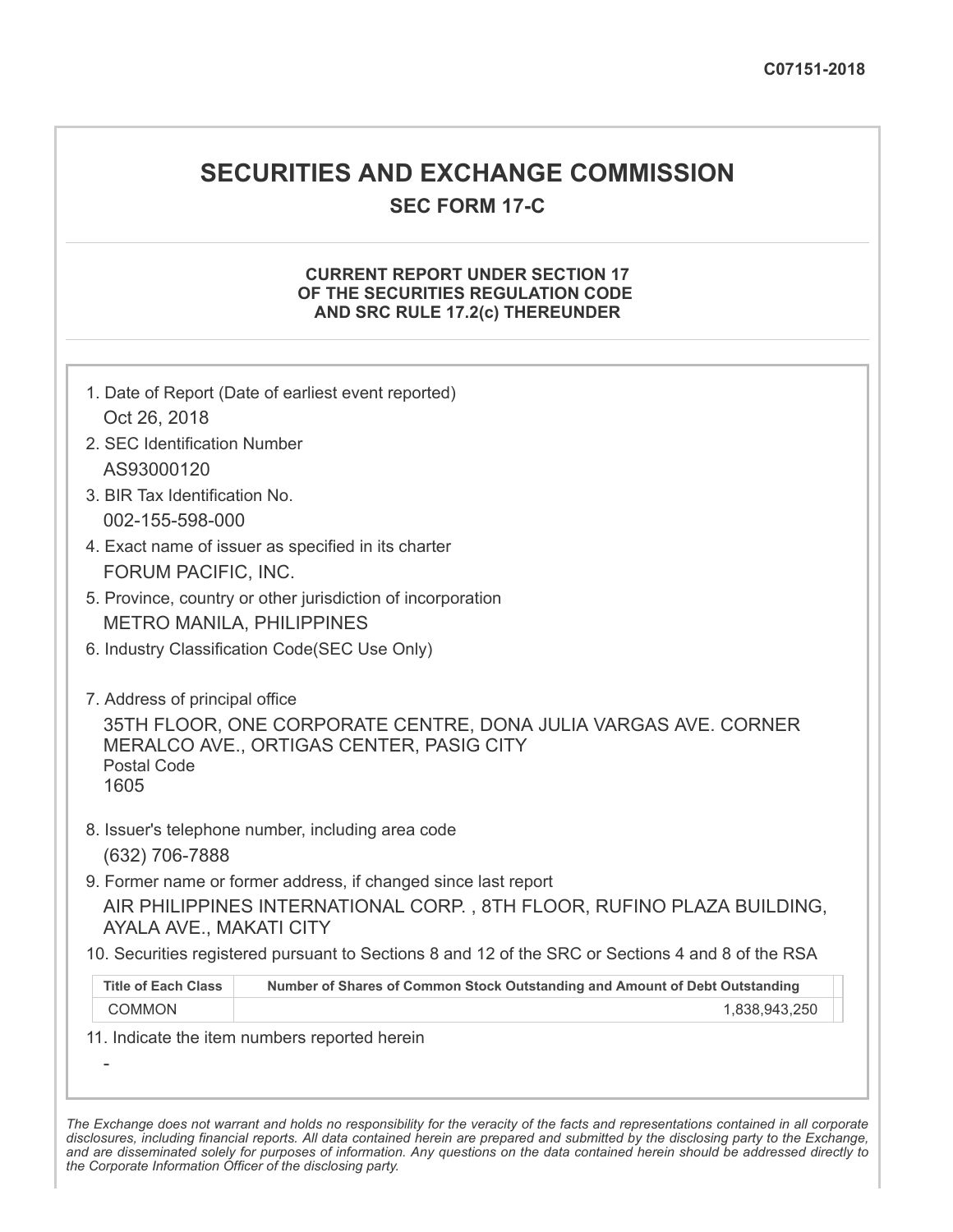C07151-2018

# SECURITIES AND EXCHANGE COMMISSION

## SEC FORM 17-C

### CURRENT REPORT UNDER SECTION 17 OF THE SECURITIES REGULATION CODE AND SRC RULE 17.2(c) THEREUNDER

1. Date of Report (Date of earliest event reported)

   Oct 26, 2018

2. SEC Identification Number

   AS93000120

3. BIR Tax Identification No.

   002-155-598-000

4. Exact name of issuer as specified in its charter

   FORUM PACIFIC, INC.

5. Province, country or other jurisdiction of incorporation

   METRO MANILA, PHILIPPINES

6. Industry Classification Code(SEC Use Only)

7. Address of principal office

   35TH FLOOR, ONE CORPORATE CENTRE, DONA JULIA VARGAS AVE. CORNER MERALCO AVE., ORTIGAS CENTER, PASIG CITY

   Postal Code

   1605

8. Issuer's telephone number, including area code

   (632) 706-7888

9. Former name or former address, if changed since last report

   AIR PHILIPPINES INTERNATIONAL CORP. , 8TH FLOOR, RUFINO PLAZA BUILDING, AYALA AVE., MAKATI CITY

10. Securities registered pursuant to Sections 8 and 12 of the SRC or Sections 4 and 8 of the RSA

| Title of Each Class | Number of Shares of Common Stock Outstanding and Amount of Debt Outstanding |
|---|---|
| COMMON | 1,838,943,250 |

11. Indicate the item numbers reported herein

   -

*The Exchange does not warrant and holds no responsibility for the veracity of the facts and representations contained in all corporate disclosures, including financial reports. All data contained herein are prepared and submitted by the disclosing party to the Exchange, and are disseminated solely for purposes of information. Any questions on the data contained herein should be addressed directly to the Corporate Information Officer of the disclosing party.*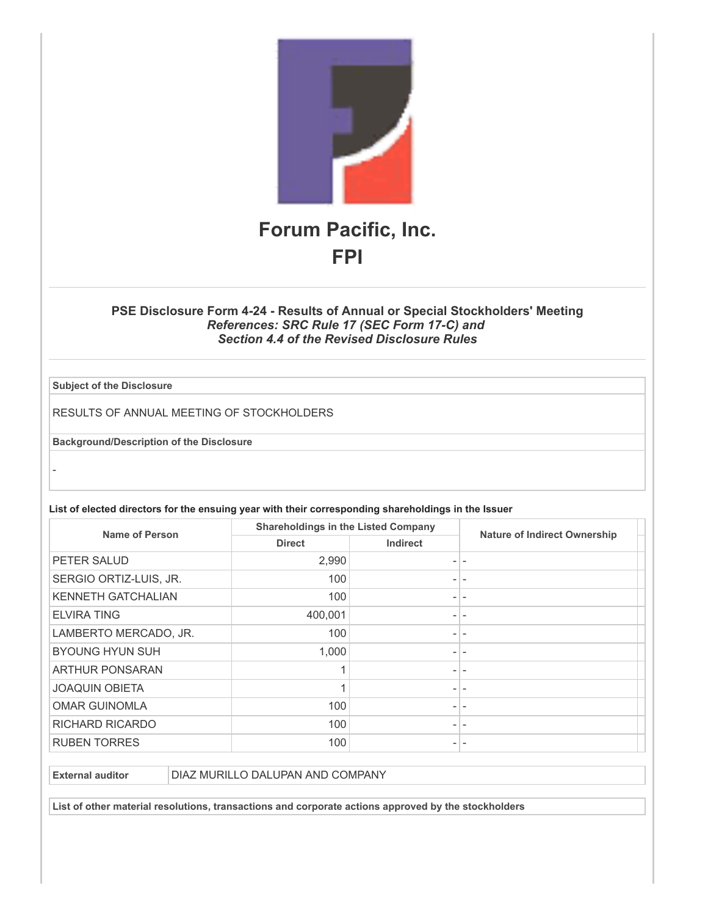# Forum Pacific, Inc.
# FPI

### PSE Disclosure Form 4-24 - Results of Annual or Special Stockholders' Meeting
*References: SRC Rule 17 (SEC Form 17-C) and*
*Section 4.4 of the Revised Disclosure Rules*

**Subject of the Disclosure**

RESULTS OF ANNUAL MEETING OF STOCKHOLDERS

**Background/Description of the Disclosure**

-

**List of elected directors for the ensuing year with their corresponding shareholdings in the Issuer**

| Name of Person | Shareholdings in the Listed Company | | Nature of Indirect Ownership |
|---|---|---|---|
| | Direct | Indirect | |
| PETER SALUD | 2,990 | - | - |
| SERGIO ORTIZ-LUIS, JR. | 100 | - | - |
| KENNETH GATCHALIAN | 100 | - | - |
| ELVIRA TING | 400,001 | - | - |
| LAMBERTO MERCADO, JR. | 100 | - | - |
| BYOUNG HYUN SUH | 1,000 | - | - |
| ARTHUR PONSARAN | 1 | - | - |
| JOAQUIN OBIETA | 1 | - | - |
| OMAR GUINOMLA | 100 | - | - |
| RICHARD RICARDO | 100 | - | - |
| RUBEN TORRES | 100 | - | - |

| External auditor | DIAZ MURILLO DALUPAN AND COMPANY |
|---|---|

**List of other material resolutions, transactions and corporate actions approved by the stockholders**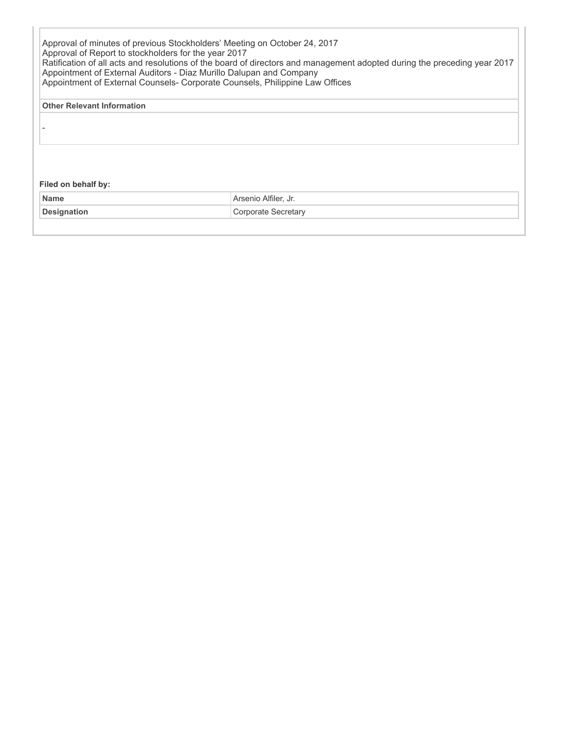Approval of minutes of previous Stockholders' Meeting on October 24, 2017
Approval of Report to stockholders for the year 2017
Ratification of all acts and resolutions of the board of directors and management adopted during the preceding year 2017
Appointment of External Auditors - Diaz Murillo Dalupan and Company
Appointment of External Counsels- Corporate Counsels, Philippine Law Offices

**Other Relevant Information**

-

**Filed on behalf by:**

| | |
|---|---|
| **Name** | Arsenio Alfiler, Jr. |
| **Designation** | Corporate Secretary |